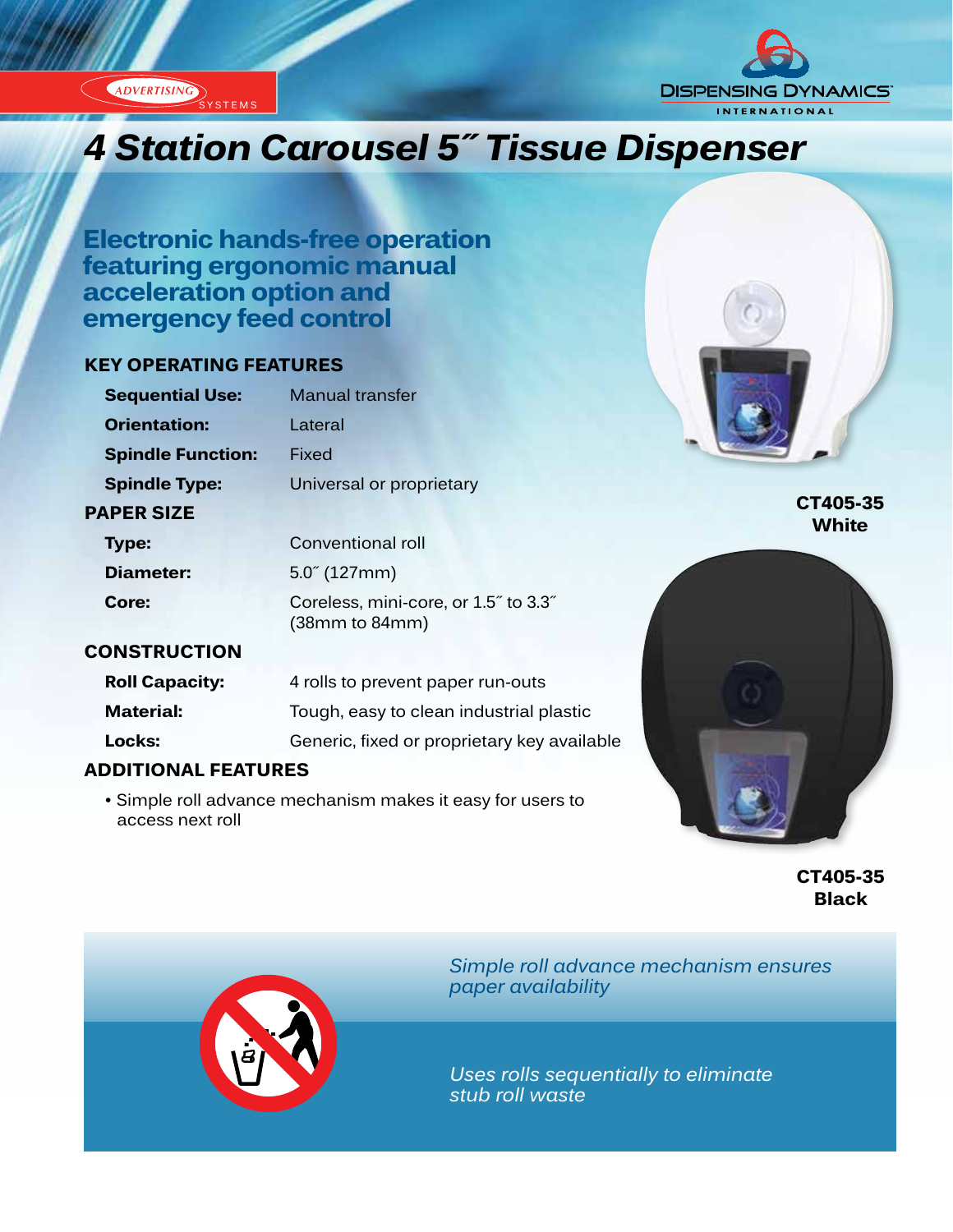ADVERTISING SYSTEMS

DISPENSING DYNAMICS INTERNATIONAL

# 4 Station Carousel 5˝ Tissue Dispenser

## Electronic hands-free operation featuring ergonomic manual acceleration option and emergency feed control

### KEY OPERATING FEATURES

| | |
|---|---|
| **Sequential Use:** | Manual transfer |
| **Orientation:** | Lateral |
| **Spindle Function:** | Fixed |
| **Spindle Type:** | Universal or proprietary |

### PAPER SIZE

| | |
|---|---|
| **Type:** | Conventional roll |
| **Diameter:** | 5.0˝ (127mm) |
| **Core:** | Coreless, mini-core, or 1.5˝ to 3.3˝ (38mm to 84mm) |

### CONSTRUCTION

| | |
|---|---|
| **Roll Capacity:** | 4 rolls to prevent paper run-outs |
| **Material:** | Tough, easy to clean industrial plastic |
| **Locks:** | Generic, fixed or proprietary key available |

### ADDITIONAL FEATURES

- Simple roll advance mechanism makes it easy for users to access next roll

**CT405-35 White**

**CT405-35 Black**

*Simple roll advance mechanism ensures paper availability*

*Uses rolls sequentially to eliminate stub roll waste*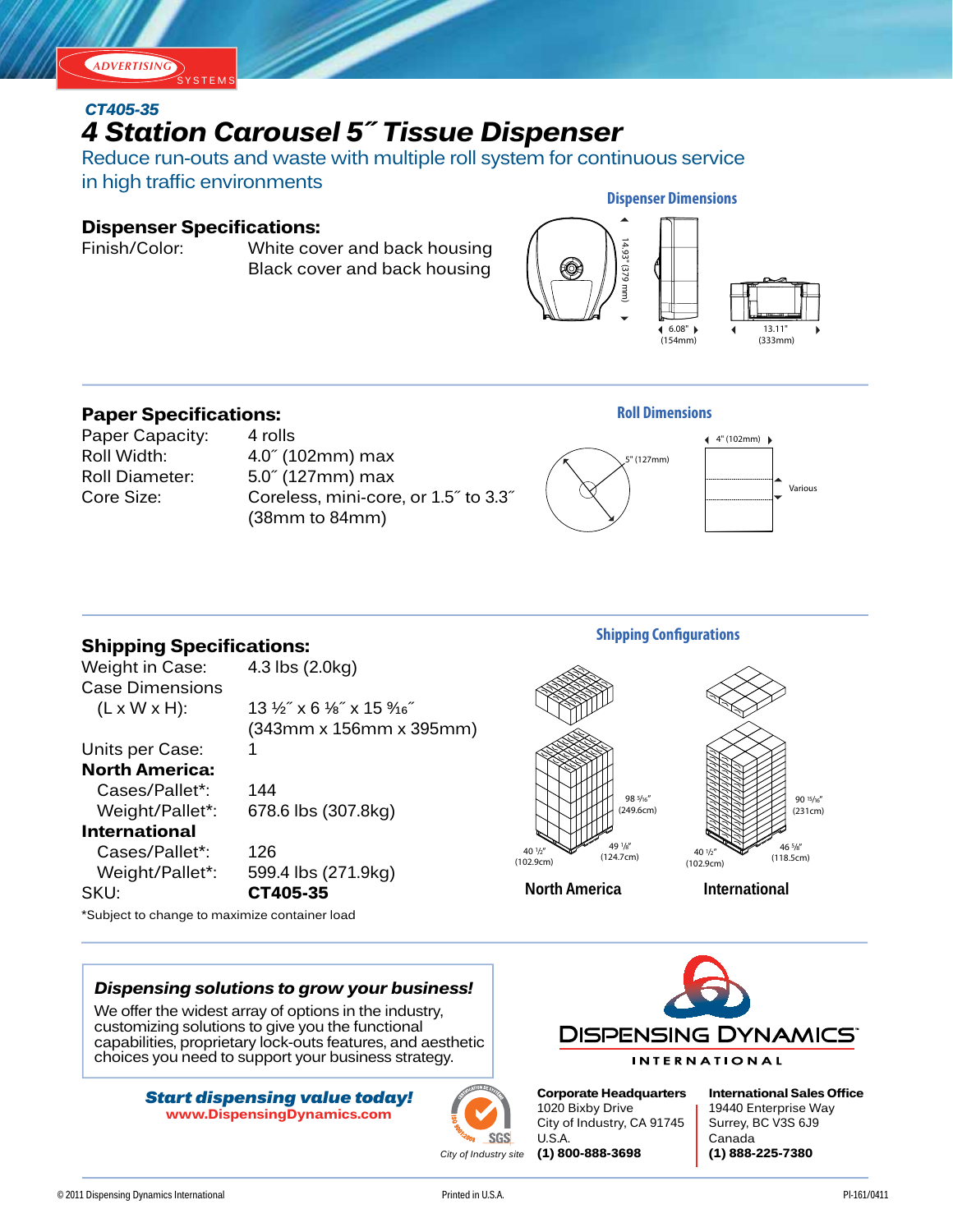ADVERTISING SYSTEMS

*CT405-35*

# 4 Station Carousel 5˝ Tissue Dispenser

Reduce run-outs and waste with multiple roll system for continuous service in high traffic environments

## Dispenser Specifications:

| | |
|---|---|
| Finish/Color: | White cover and back housing |
| | Black cover and back housing |

**Dispenser Dimensions**

14.93" (379 mm)

6.08" (154mm)

13.11" (333mm)

## Paper Specifications:

| | |
|---|---|
| Paper Capacity: | 4 rolls |
| Roll Width: | 4.0˝ (102mm) max |
| Roll Diameter: | 5.0˝ (127mm) max |
| Core Size: | Coreless, mini-core, or 1.5˝ to 3.3˝ (38mm to 84mm) |

**Roll Dimensions**

5" (127mm)

4" (102mm)

Various

## Shipping Specifications:

| | |
|---|---|
| Weight in Case: | 4.3 lbs (2.0kg) |
| Case Dimensions (L x W x H): | 13 ½˝ x 6 ⅛˝ x 15 ⁹⁄₁₆˝ (343mm x 156mm x 395mm) |
| Units per Case: | 1 |
| **North America:** | |
| Cases/Pallet*: | 144 |
| Weight/Pallet*: | 678.6 lbs (307.8kg) |
| **International** | |
| Cases/Pallet*: | 126 |
| Weight/Pallet*: | 599.4 lbs (271.9kg) |
| SKU: | **CT405-35** |

*Subject to change to maximize container load

**Shipping Configurations**

North America: 98 ⁵⁄₁₆" (249.6cm); 49 ⅛" (124.7cm); 40 ½" (102.9cm)

International: 90 ¹⁵⁄₁₆" (231cm); 46 ⅝" (118.5cm); 40 ½" (102.9cm)

***Dispensing solutions to grow your business!***

We offer the widest array of options in the industry, customizing solutions to give you the functional capabilities, proprietary lock-outs features, and aesthetic choices you need to support your business strategy.

***Start dispensing value today!***
**www.DispensingDynamics.com**

ISO 9001:2008 SGS — *City of Industry site*

DISPENSING DYNAMICS INTERNATIONAL

**Corporate Headquarters**
1020 Bixby Drive
City of Industry, CA 91745
U.S.A.
**(1) 800-888-3698**

**International Sales Office**
19440 Enterprise Way
Surrey, BC V3S 6J9
Canada
**(1) 888-225-7380**

© 2011 Dispensing Dynamics International — Printed in U.S.A. — PI-161/0411